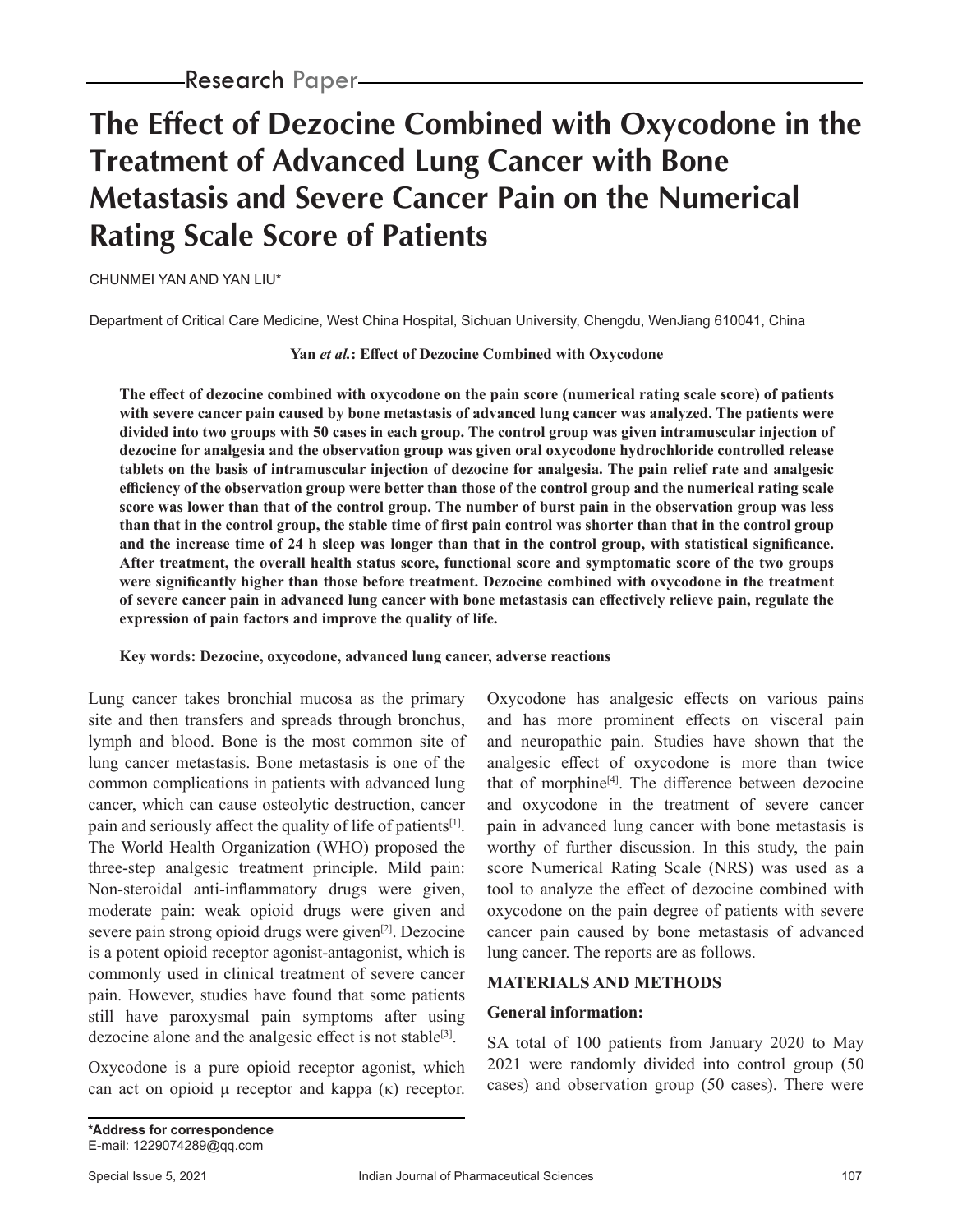Research Paper

# The Effect of Dezocine Combined with Oxycodone in the Treatment of Advanced Lung Cancer with Bone Metastasis and Severe Cancer Pain on the Numerical Rating Scale Score of Patients

CHUNMEI YAN AND YAN LIU*

Department of Critical Care Medicine, West China Hospital, Sichuan University, Chengdu, WenJiang 610041, China

**Yan *et al.*: Effect of Dezocine Combined with Oxycodone**

**The effect of dezocine combined with oxycodone on the pain score (numerical rating scale score) of patients with severe cancer pain caused by bone metastasis of advanced lung cancer was analyzed. The patients were divided into two groups with 50 cases in each group. The control group was given intramuscular injection of dezocine for analgesia and the observation group was given oral oxycodone hydrochloride controlled release tablets on the basis of intramuscular injection of dezocine for analgesia. The pain relief rate and analgesic efficiency of the observation group were better than those of the control group and the numerical rating scale score was lower than that of the control group. The number of burst pain in the observation group was less than that in the control group, the stable time of first pain control was shorter than that in the control group and the increase time of 24 h sleep was longer than that in the control group, with statistical significance. After treatment, the overall health status score, functional score and symptomatic score of the two groups were significantly higher than those before treatment. Dezocine combined with oxycodone in the treatment of severe cancer pain in advanced lung cancer with bone metastasis can effectively relieve pain, regulate the expression of pain factors and improve the quality of life.**

**Key words: Dezocine, oxycodone, advanced lung cancer, adverse reactions**

Lung cancer takes bronchial mucosa as the primary site and then transfers and spreads through bronchus, lymph and blood. Bone is the most common site of lung cancer metastasis. Bone metastasis is one of the common complications in patients with advanced lung cancer, which can cause osteolytic destruction, cancer pain and seriously affect the quality of life of patients[1]. The World Health Organization (WHO) proposed the three-step analgesic treatment principle. Mild pain: Non-steroidal anti-inflammatory drugs were given, moderate pain: weak opioid drugs were given and severe pain strong opioid drugs were given[2]. Dezocine is a potent opioid receptor agonist-antagonist, which is commonly used in clinical treatment of severe cancer pain. However, studies have found that some patients still have paroxysmal pain symptoms after using dezocine alone and the analgesic effect is not stable[3].

Oxycodone is a pure opioid receptor agonist, which can act on opioid μ receptor and kappa (κ) receptor. Oxycodone has analgesic effects on various pains and has more prominent effects on visceral pain and neuropathic pain. Studies have shown that the analgesic effect of oxycodone is more than twice that of morphine[4]. The difference between dezocine and oxycodone in the treatment of severe cancer pain in advanced lung cancer with bone metastasis is worthy of further discussion. In this study, the pain score Numerical Rating Scale (NRS) was used as a tool to analyze the effect of dezocine combined with oxycodone on the pain degree of patients with severe cancer pain caused by bone metastasis of advanced lung cancer. The reports are as follows.

## MATERIALS AND METHODS

### General information:

SA total of 100 patients from January 2020 to May 2021 were randomly divided into control group (50 cases) and observation group (50 cases). There were

**\*Address for correspondence**
E-mail: 1229074289@qq.com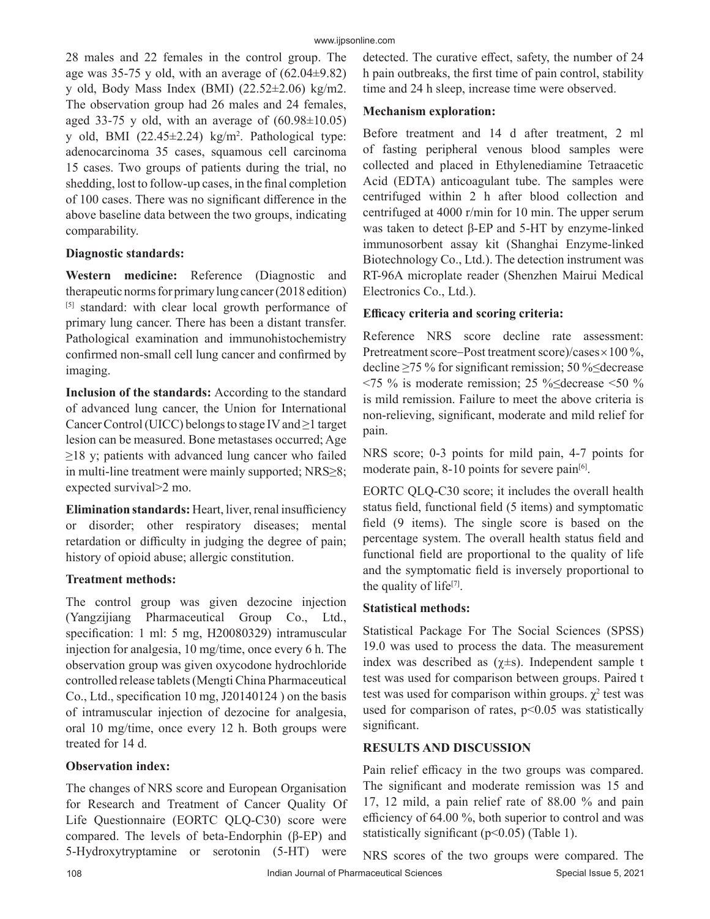28 males and 22 females in the control group. The age was 35-75 y old, with an average of (62.04±9.82) y old, Body Mass Index (BMI) (22.52±2.06) kg/m2. The observation group had 26 males and 24 females, aged 33-75 y old, with an average of (60.98±10.05) y old, BMI (22.45±2.24) kg/m$^2$. Pathological type: adenocarcinoma 35 cases, squamous cell carcinoma 15 cases. Two groups of patients during the trial, no shedding, lost to follow-up cases, in the final completion of 100 cases. There was no significant difference in the above baseline data between the two groups, indicating comparability.

### Diagnostic standards:

**Western medicine:** Reference (Diagnostic and therapeutic norms for primary lung cancer (2018 edition) [5] standard: with clear local growth performance of primary lung cancer. There has been a distant transfer. Pathological examination and immunohistochemistry confirmed non-small cell lung cancer and confirmed by imaging.

**Inclusion of the standards:** According to the standard of advanced lung cancer, the Union for International Cancer Control (UICC) belongs to stage IV and ≥1 target lesion can be measured. Bone metastases occurred; Age ≥18 y; patients with advanced lung cancer who failed in multi-line treatment were mainly supported; NRS≥8; expected survival>2 mo.

**Elimination standards:** Heart, liver, renal insufficiency or disorder; other respiratory diseases; mental retardation or difficulty in judging the degree of pain; history of opioid abuse; allergic constitution.

### Treatment methods:

The control group was given dezocine injection (Yangzijiang Pharmaceutical Group Co., Ltd., specification: 1 ml: 5 mg, H20080329) intramuscular injection for analgesia, 10 mg/time, once every 6 h. The observation group was given oxycodone hydrochloride controlled release tablets (Mengti China Pharmaceutical Co., Ltd., specification 10 mg, J20140124 ) on the basis of intramuscular injection of dezocine for analgesia, oral 10 mg/time, once every 12 h. Both groups were treated for 14 d.

### Observation index:

The changes of NRS score and European Organisation for Research and Treatment of Cancer Quality Of Life Questionnaire (EORTC QLQ-C30) score were compared. The levels of beta-Endorphin (β-EP) and 5-Hydroxytryptamine or serotonin (5-HT) were detected. The curative effect, safety, the number of 24 h pain outbreaks, the first time of pain control, stability time and 24 h sleep, increase time were observed.

### Mechanism exploration:

Before treatment and 14 d after treatment, 2 ml of fasting peripheral venous blood samples were collected and placed in Ethylenediamine Tetraacetic Acid (EDTA) anticoagulant tube. The samples were centrifuged within 2 h after blood collection and centrifuged at 4000 r/min for 10 min. The upper serum was taken to detect β-EP and 5-HT by enzyme-linked immunosorbent assay kit (Shanghai Enzyme-linked Biotechnology Co., Ltd.). The detection instrument was RT-96A microplate reader (Shenzhen Mairui Medical Electronics Co., Ltd.).

### Efficacy criteria and scoring criteria:

Reference NRS score decline rate assessment: Pretreatment score−Post treatment score)/cases×100 %, decline ≥75 % for significant remission; 50 %≤decrease <75 % is moderate remission; 25 %≤decrease <50 % is mild remission. Failure to meet the above criteria is non-relieving, significant, moderate and mild relief for pain.

NRS score; 0-3 points for mild pain, 4-7 points for moderate pain, 8-10 points for severe pain[6].

EORTC QLQ-C30 score; it includes the overall health status field, functional field (5 items) and symptomatic field (9 items). The single score is based on the percentage system. The overall health status field and functional field are proportional to the quality of life and the symptomatic field is inversely proportional to the quality of life[7].

### Statistical methods:

Statistical Package For The Social Sciences (SPSS) 19.0 was used to process the data. The measurement index was described as (χ±s). Independent sample t test was used for comparison between groups. Paired t test was used for comparison within groups. $\chi^2$ test was used for comparison of rates, $p<0.05$ was statistically significant.

## RESULTS AND DISCUSSION

Pain relief efficacy in the two groups was compared. The significant and moderate remission was 15 and 17, 12 mild, a pain relief rate of 88.00 % and pain efficiency of 64.00 %, both superior to control and was statistically significant ($p<0.05$) (Table 1).

NRS scores of the two groups were compared. The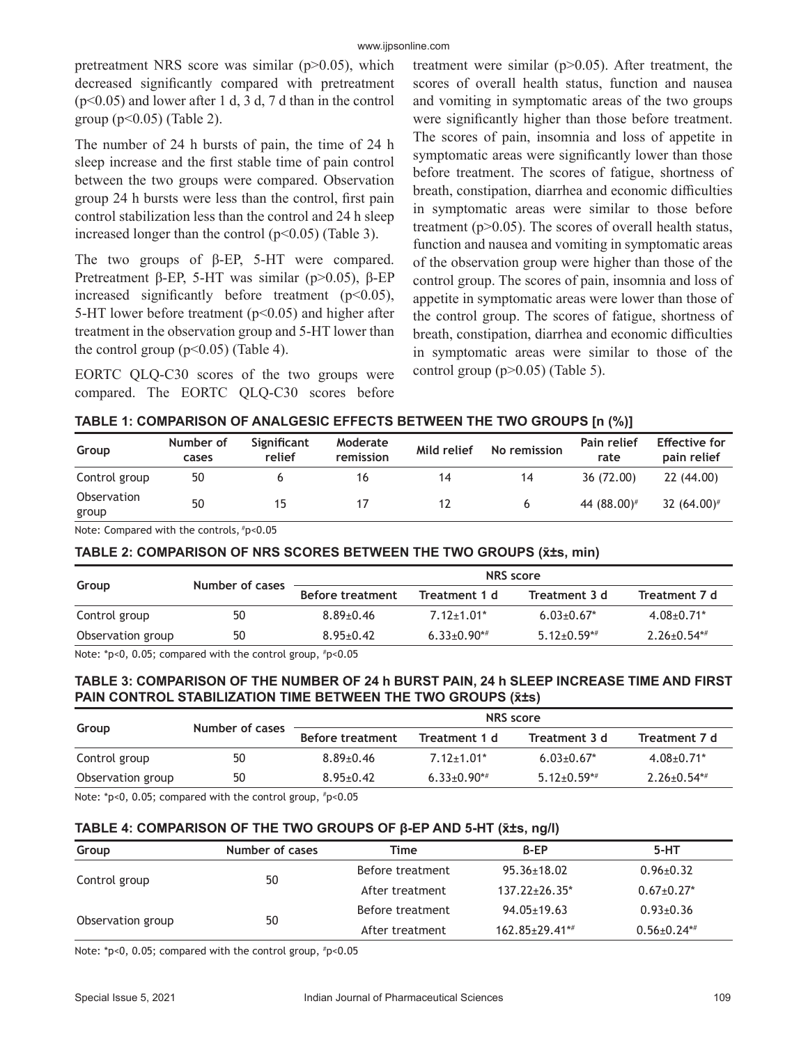pretreatment NRS score was similar ($p>0.05$), which decreased significantly compared with pretreatment ($p<0.05$) and lower after 1 d, 3 d, 7 d than in the control group ($p<0.05$) (Table 2).

The number of 24 h bursts of pain, the time of 24 h sleep increase and the first stable time of pain control between the two groups were compared. Observation group 24 h bursts were less than the control, first pain control stabilization less than the control and 24 h sleep increased longer than the control ($p<0.05$) (Table 3).

The two groups of β-EP, 5-HT were compared. Pretreatment β-EP, 5-HT was similar ($p>0.05$), β-EP increased significantly before treatment ($p<0.05$), 5-HT lower before treatment ($p<0.05$) and higher after treatment in the observation group and 5-HT lower than the control group ($p<0.05$) (Table 4).

EORTC QLQ-C30 scores of the two groups were compared. The EORTC QLQ-C30 scores before treatment were similar ($p>0.05$). After treatment, the scores of overall health status, function and nausea and vomiting in symptomatic areas of the two groups were significantly higher than those before treatment. The scores of pain, insomnia and loss of appetite in symptomatic areas were significantly lower than those before treatment. The scores of fatigue, shortness of breath, constipation, diarrhea and economic difficulties in symptomatic areas were similar to those before treatment ($p>0.05$). The scores of overall health status, function and nausea and vomiting in symptomatic areas of the observation group were higher than those of the control group. The scores of pain, insomnia and loss of appetite in symptomatic areas were lower than those of the control group. The scores of fatigue, shortness of breath, constipation, diarrhea and economic difficulties in symptomatic areas were similar to those of the control group ($p>0.05$) (Table 5).

**TABLE 1: COMPARISON OF ANALGESIC EFFECTS BETWEEN THE TWO GROUPS [n (%)]**

| Group | Number of cases | Significant relief | Moderate remission | Mild relief | No remission | Pain relief rate | Effective for pain relief |
|---|---|---|---|---|---|---|---|
| Control group | 50 | 6 | 16 | 14 | 14 | 36 (72.00) | 22 (44.00) |
| Observation group | 50 | 15 | 17 | 12 | 6 | 44 (88.00)# | 32 (64.00)# |

Note: Compared with the controls, #p<0.05

**TABLE 2: COMPARISON OF NRS SCORES BETWEEN THE TWO GROUPS (x̄±s, min)**

| Group | Number of cases | NRS score | | | |
|---|---|---|---|---|---|
| | | Before treatment | Treatment 1 d | Treatment 3 d | Treatment 7 d |
| Control group | 50 | 8.89±0.46 | 7.12±1.01* | 6.03±0.67* | 4.08±0.71* |
| Observation group | 50 | 8.95±0.42 | 6.33±0.90*# | 5.12±0.59*# | 2.26±0.54*# |

Note: *p<0, 0.05; compared with the control group, #p<0.05

**TABLE 3: COMPARISON OF THE NUMBER OF 24 h BURST PAIN, 24 h SLEEP INCREASE TIME AND FIRST PAIN CONTROL STABILIZATION TIME BETWEEN THE TWO GROUPS (x̄±s)**

| Group | Number of cases | NRS score | | | |
|---|---|---|---|---|---|
| | | Before treatment | Treatment 1 d | Treatment 3 d | Treatment 7 d |
| Control group | 50 | 8.89±0.46 | 7.12±1.01* | 6.03±0.67* | 4.08±0.71* |
| Observation group | 50 | 8.95±0.42 | 6.33±0.90*# | 5.12±0.59*# | 2.26±0.54*# |

Note: *p<0, 0.05; compared with the control group, #p<0.05

**TABLE 4: COMPARISON OF THE TWO GROUPS OF β-EP AND 5-HT (x̄±s, ng/l)**

| Group | Number of cases | Time | Β-EP | 5-HT |
|---|---|---|---|---|
| Control group | 50 | Before treatment | 95.36±18.02 | 0.96±0.32 |
| | | After treatment | 137.22±26.35* | 0.67±0.27* |
| Observation group | 50 | Before treatment | 94.05±19.63 | 0.93±0.36 |
| | | After treatment | 162.85±29.41*# | 0.56±0.24*# |

Note: *p<0, 0.05; compared with the control group, #p<0.05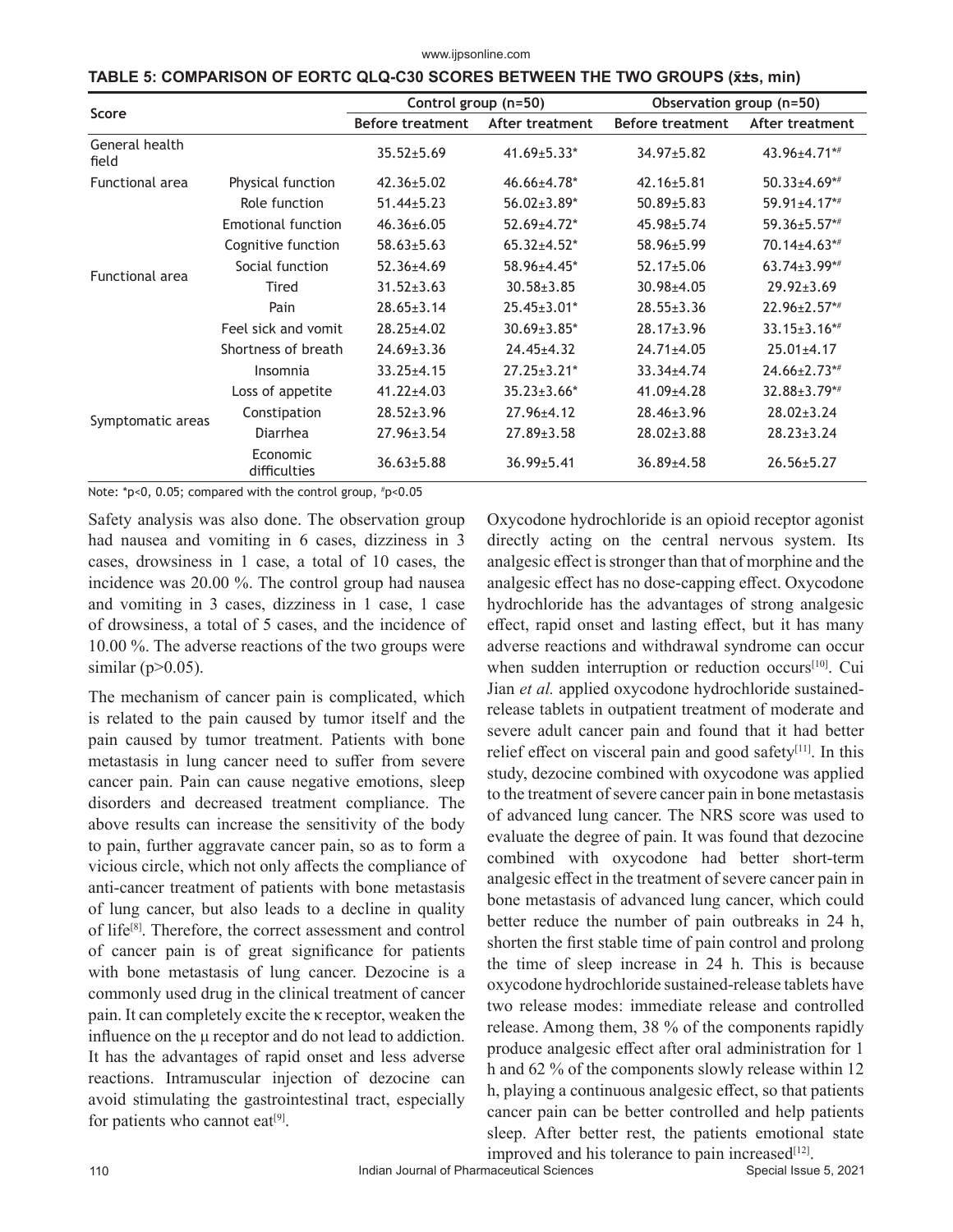**TABLE 5: COMPARISON OF EORTC QLQ-C30 SCORES BETWEEN THE TWO GROUPS ($\bar{x}$±s, min)**

| Score | | Control group (n=50) | | Observation group (n=50) | |
|---|---|---|---|---|---|
| | | Before treatment | After treatment | Before treatment | After treatment |
| General health field | | 35.52±5.69 | 41.69±5.33* | 34.97±5.82 | 43.96±4.71*# |
| Functional area | Physical function | 42.36±5.02 | 46.66±4.78* | 42.16±5.81 | 50.33±4.69*# |
| | Role function | 51.44±5.23 | 56.02±3.89* | 50.89±5.83 | 59.91±4.17*# |
| | Emotional function | 46.36±6.05 | 52.69±4.72* | 45.98±5.74 | 59.36±5.57*# |
| | Cognitive function | 58.63±5.63 | 65.32±4.52* | 58.96±5.99 | 70.14±4.63*# |
| Functional area | Social function | 52.36±4.69 | 58.96±4.45* | 52.17±5.06 | 63.74±3.99*# |
| | Tired | 31.52±3.63 | 30.58±3.85 | 30.98±4.05 | 29.92±3.69 |
| | Pain | 28.65±3.14 | 25.45±3.01* | 28.55±3.36 | 22.96±2.57*# |
| Symptomatic areas | Feel sick and vomit | 28.25±4.02 | 30.69±3.85* | 28.17±3.96 | 33.15±3.16*# |
| | Shortness of breath | 24.69±3.36 | 24.45±4.32 | 24.71±4.05 | 25.01±4.17 |
| | Insomnia | 33.25±4.15 | 27.25±3.21* | 33.34±4.74 | 24.66±2.73*# |
| | Loss of appetite | 41.22±4.03 | 35.23±3.66* | 41.09±4.28 | 32.88±3.79*# |
| | Constipation | 28.52±3.96 | 27.96±4.12 | 28.46±3.96 | 28.02±3.24 |
| | Diarrhea | 27.96±3.54 | 27.89±3.58 | 28.02±3.88 | 28.23±3.24 |
| | Economic difficulties | 36.63±5.88 | 36.99±5.41 | 36.89±4.58 | 26.56±5.27 |

Note: *p<0, 0.05; compared with the control group, #p<0.05

Safety analysis was also done. The observation group had nausea and vomiting in 6 cases, dizziness in 3 cases, drowsiness in 1 case, a total of 10 cases, the incidence was 20.00 %. The control group had nausea and vomiting in 3 cases, dizziness in 1 case, 1 case of drowsiness, a total of 5 cases, and the incidence of 10.00 %. The adverse reactions of the two groups were similar ($p>0.05$).

The mechanism of cancer pain is complicated, which is related to the pain caused by tumor itself and the pain caused by tumor treatment. Patients with bone metastasis in lung cancer need to suffer from severe cancer pain. Pain can cause negative emotions, sleep disorders and decreased treatment compliance. The above results can increase the sensitivity of the body to pain, further aggravate cancer pain, so as to form a vicious circle, which not only affects the compliance of anti-cancer treatment of patients with bone metastasis of lung cancer, but also leads to a decline in quality of life[8]. Therefore, the correct assessment and control of cancer pain is of great significance for patients with bone metastasis of lung cancer. Dezocine is a commonly used drug in the clinical treatment of cancer pain. It can completely excite the κ receptor, weaken the influence on the μ receptor and do not lead to addiction. It has the advantages of rapid onset and less adverse reactions. Intramuscular injection of dezocine can avoid stimulating the gastrointestinal tract, especially for patients who cannot eat[9].

Oxycodone hydrochloride is an opioid receptor agonist directly acting on the central nervous system. Its analgesic effect is stronger than that of morphine and the analgesic effect has no dose-capping effect. Oxycodone hydrochloride has the advantages of strong analgesic effect, rapid onset and lasting effect, but it has many adverse reactions and withdrawal syndrome can occur when sudden interruption or reduction occurs[10]. Cui Jian *et al.* applied oxycodone hydrochloride sustained-release tablets in outpatient treatment of moderate and severe adult cancer pain and found that it had better relief effect on visceral pain and good safety[11]. In this study, dezocine combined with oxycodone was applied to the treatment of severe cancer pain in bone metastasis of advanced lung cancer. The NRS score was used to evaluate the degree of pain. It was found that dezocine combined with oxycodone had better short-term analgesic effect in the treatment of severe cancer pain in bone metastasis of advanced lung cancer, which could better reduce the number of pain outbreaks in 24 h, shorten the first stable time of pain control and prolong the time of sleep increase in 24 h. This is because oxycodone hydrochloride sustained-release tablets have two release modes: immediate release and controlled release. Among them, 38 % of the components rapidly produce analgesic effect after oral administration for 1 h and 62 % of the components slowly release within 12 h, playing a continuous analgesic effect, so that patients cancer pain can be better controlled and help patients sleep. After better rest, the patients emotional state improved and his tolerance to pain increased[12].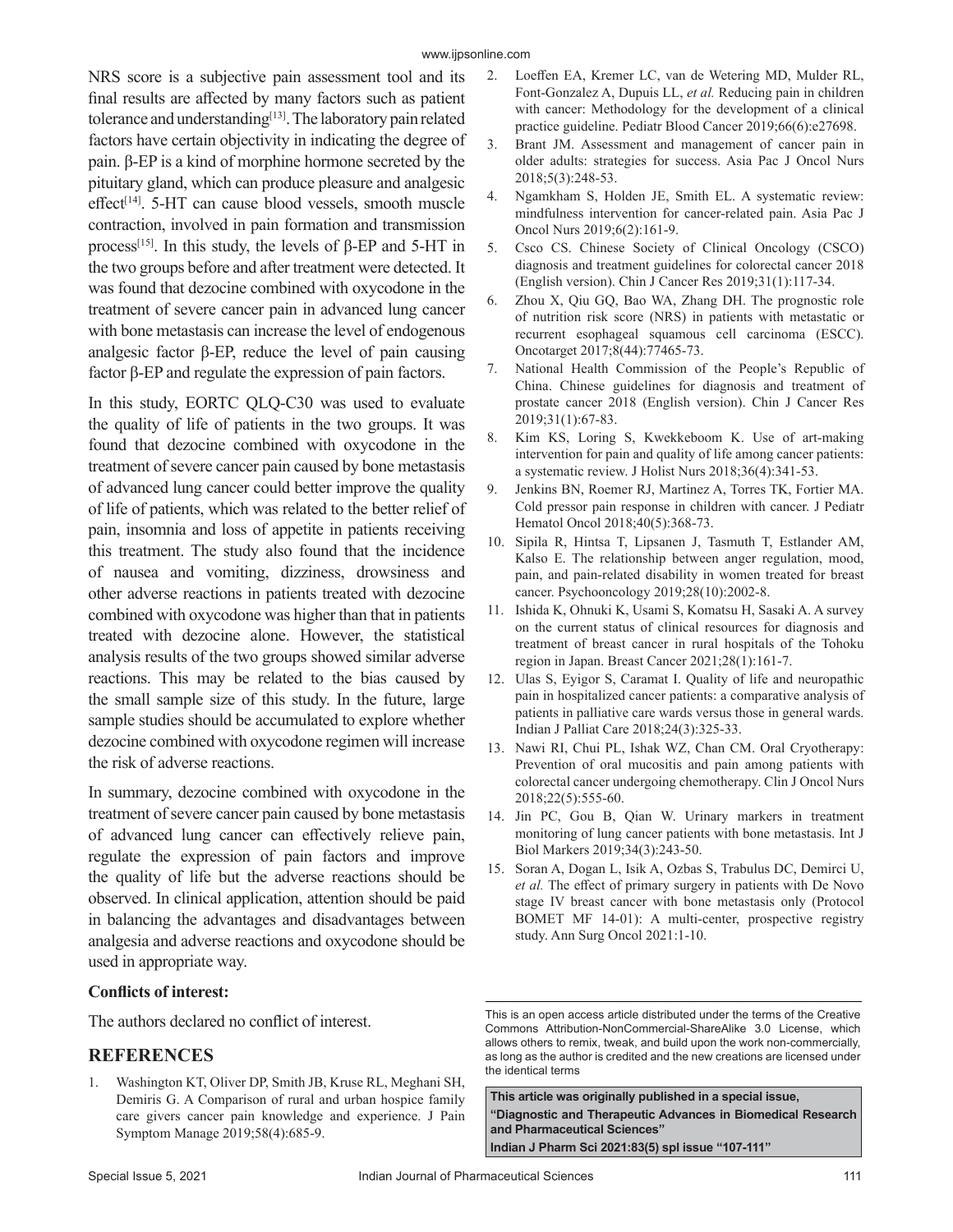NRS score is a subjective pain assessment tool and its final results are affected by many factors such as patient tolerance and understanding[13]. The laboratory pain related factors have certain objectivity in indicating the degree of pain. β-EP is a kind of morphine hormone secreted by the pituitary gland, which can produce pleasure and analgesic effect[14]. 5-HT can cause blood vessels, smooth muscle contraction, involved in pain formation and transmission process[15]. In this study, the levels of β-EP and 5-HT in the two groups before and after treatment were detected. It was found that dezocine combined with oxycodone in the treatment of severe cancer pain in advanced lung cancer with bone metastasis can increase the level of endogenous analgesic factor β-EP, reduce the level of pain causing factor β-EP and regulate the expression of pain factors.

In this study, EORTC QLQ-C30 was used to evaluate the quality of life of patients in the two groups. It was found that dezocine combined with oxycodone in the treatment of severe cancer pain caused by bone metastasis of advanced lung cancer could better improve the quality of life of patients, which was related to the better relief of pain, insomnia and loss of appetite in patients receiving this treatment. The study also found that the incidence of nausea and vomiting, dizziness, drowsiness and other adverse reactions in patients treated with dezocine combined with oxycodone was higher than that in patients treated with dezocine alone. However, the statistical analysis results of the two groups showed similar adverse reactions. This may be related to the bias caused by the small sample size of this study. In the future, large sample studies should be accumulated to explore whether dezocine combined with oxycodone regimen will increase the risk of adverse reactions.

In summary, dezocine combined with oxycodone in the treatment of severe cancer pain caused by bone metastasis of advanced lung cancer can effectively relieve pain, regulate the expression of pain factors and improve the quality of life but the adverse reactions should be observed. In clinical application, attention should be paid in balancing the advantages and disadvantages between analgesia and adverse reactions and oxycodone should be used in appropriate way.

**Conflicts of interest:**

The authors declared no conflict of interest.

## REFERENCES

1. Washington KT, Oliver DP, Smith JB, Kruse RL, Meghani SH, Demiris G. A Comparison of rural and urban hospice family care givers cancer pain knowledge and experience. J Pain Symptom Manage 2019;58(4):685-9.
2. Loeffen EA, Kremer LC, van de Wetering MD, Mulder RL, Font-Gonzalez A, Dupuis LL, *et al.* Reducing pain in children with cancer: Methodology for the development of a clinical practice guideline. Pediatr Blood Cancer 2019;66(6):e27698.
3. Brant JM. Assessment and management of cancer pain in older adults: strategies for success. Asia Pac J Oncol Nurs 2018;5(3):248-53.
4. Ngamkham S, Holden JE, Smith EL. A systematic review: mindfulness intervention for cancer-related pain. Asia Pac J Oncol Nurs 2019;6(2):161-9.
5. Csco CS. Chinese Society of Clinical Oncology (CSCO) diagnosis and treatment guidelines for colorectal cancer 2018 (English version). Chin J Cancer Res 2019;31(1):117-34.
6. Zhou X, Qiu GQ, Bao WA, Zhang DH. The prognostic role of nutrition risk score (NRS) in patients with metastatic or recurrent esophageal squamous cell carcinoma (ESCC). Oncotarget 2017;8(44):77465-73.
7. National Health Commission of the People's Republic of China. Chinese guidelines for diagnosis and treatment of prostate cancer 2018 (English version). Chin J Cancer Res 2019;31(1):67-83.
8. Kim KS, Loring S, Kwekkeboom K. Use of art-making intervention for pain and quality of life among cancer patients: a systematic review. J Holist Nurs 2018;36(4):341-53.
9. Jenkins BN, Roemer RJ, Martinez A, Torres TK, Fortier MA. Cold pressor pain response in children with cancer. J Pediatr Hematol Oncol 2018;40(5):368-73.
10. Sipila R, Hintsa T, Lipsanen J, Tasmuth T, Estlander AM, Kalso E. The relationship between anger regulation, mood, pain, and pain-related disability in women treated for breast cancer. Psychooncology 2019;28(10):2002-8.
11. Ishida K, Ohnuki K, Usami S, Komatsu H, Sasaki A. A survey on the current status of clinical resources for diagnosis and treatment of breast cancer in rural hospitals of the Tohoku region in Japan. Breast Cancer 2021;28(1):161-7.
12. Ulas S, Eyigor S, Caramat I. Quality of life and neuropathic pain in hospitalized cancer patients: a comparative analysis of patients in palliative care wards versus those in general wards. Indian J Palliat Care 2018;24(3):325-33.
13. Nawi RI, Chui PL, Ishak WZ, Chan CM. Oral Cryotherapy: Prevention of oral mucositis and pain among patients with colorectal cancer undergoing chemotherapy. Clin J Oncol Nurs 2018;22(5):555-60.
14. Jin PC, Gou B, Qian W. Urinary markers in treatment monitoring of lung cancer patients with bone metastasis. Int J Biol Markers 2019;34(3):243-50.
15. Soran A, Dogan L, Isik A, Ozbas S, Trabulus DC, Demirci U, *et al.* The effect of primary surgery in patients with De Novo stage IV breast cancer with bone metastasis only (Protocol BOMET MF 14-01): A multi-center, prospective registry study. Ann Surg Oncol 2021:1-10.

This is an open access article distributed under the terms of the Creative Commons Attribution-NonCommercial-ShareAlike 3.0 License, which allows others to remix, tweak, and build upon the work non-commercially, as long as the author is credited and the new creations are licensed under the identical terms

**This article was originally published in a special issue, "Diagnostic and Therapeutic Advances in Biomedical Research and Pharmaceutical Sciences"**
**Indian J Pharm Sci 2021:83(5) spl issue "107-111"**